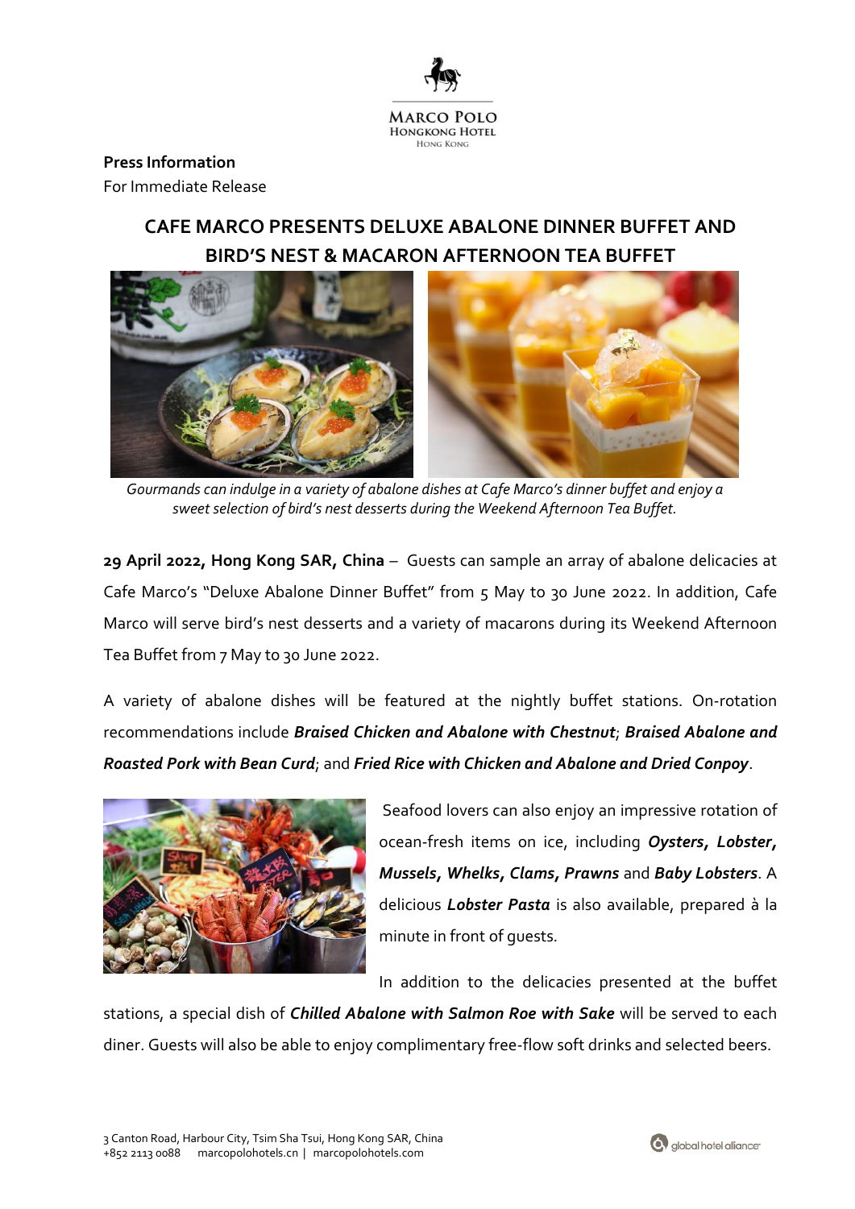Marco Polo
Hongkong Hotel
Hong Kong

**Press Information**
For Immediate Release

# CAFE MARCO PRESENTS DELUXE ABALONE DINNER BUFFET AND BIRD'S NEST & MACARON AFTERNOON TEA BUFFET

*Gourmands can indulge in a variety of abalone dishes at Cafe Marco's dinner buffet and enjoy a sweet selection of bird's nest desserts during the Weekend Afternoon Tea Buffet.*

**29 April 2022, Hong Kong SAR, China** – Guests can sample an array of abalone delicacies at Cafe Marco's "Deluxe Abalone Dinner Buffet" from 5 May to 30 June 2022. In addition, Cafe Marco will serve bird's nest desserts and a variety of macarons during its Weekend Afternoon Tea Buffet from 7 May to 30 June 2022.

A variety of abalone dishes will be featured at the nightly buffet stations. On-rotation recommendations include ***Braised Chicken and Abalone with Chestnut***; ***Braised Abalone and Roasted Pork with Bean Curd***; and ***Fried Rice with Chicken and Abalone and Dried Conpoy***.

Seafood lovers can also enjoy an impressive rotation of ocean-fresh items on ice, including ***Oysters, Lobster, Mussels, Whelks, Clams, Prawns*** and ***Baby Lobsters***. A delicious ***Lobster Pasta*** is also available, prepared à la minute in front of guests.

In addition to the delicacies presented at the buffet stations, a special dish of ***Chilled Abalone with Salmon Roe with Sake*** will be served to each diner. Guests will also be able to enjoy complimentary free-flow soft drinks and selected beers.

3 Canton Road, Harbour City, Tsim Sha Tsui, Hong Kong SAR, China
+852 2113 0088    marcopolohotels.cn | marcopolohotels.com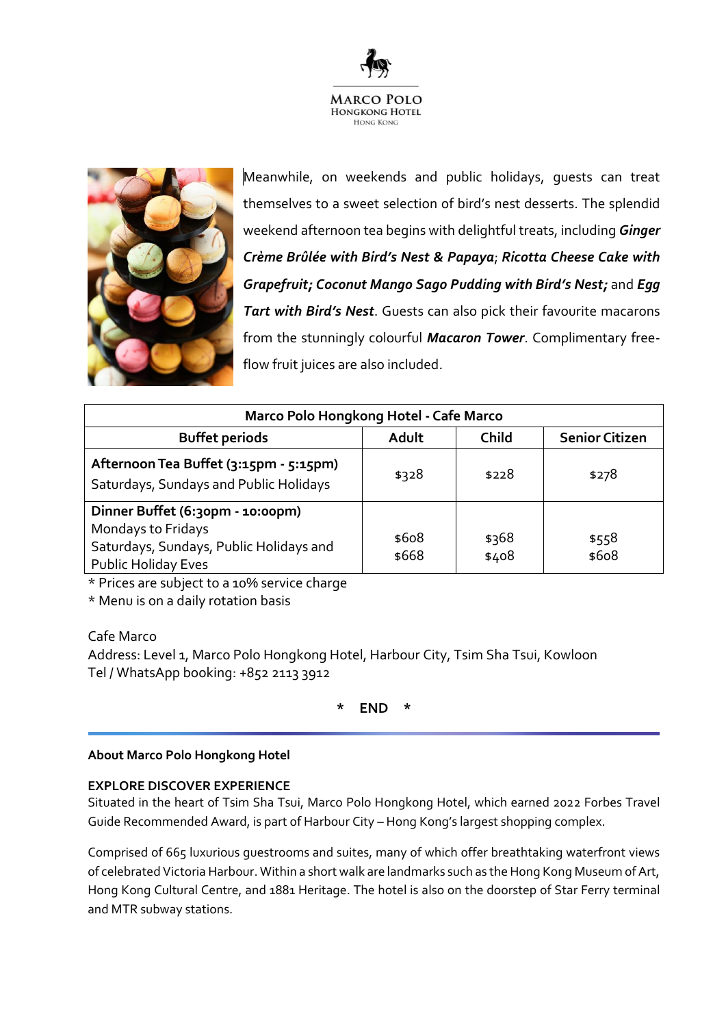Meanwhile, on weekends and public holidays, guests can treat themselves to a sweet selection of bird's nest desserts. The splendid weekend afternoon tea begins with delightful treats, including ***Ginger Crème Brûlée with Bird's Nest & Papaya***; ***Ricotta Cheese Cake with Grapefruit; Coconut Mango Sago Pudding with Bird's Nest;*** and ***Egg Tart with Bird's Nest***. Guests can also pick their favourite macarons from the stunningly colourful ***Macaron Tower***. Complimentary free-flow fruit juices are also included.

| Marco Polo Hongkong Hotel - Cafe Marco | | | |
|---|---|---|---|
| **Buffet periods** | **Adult** | **Child** | **Senior Citizen** |
| **Afternoon Tea Buffet (3:15pm - 5:15pm)**<br>Saturdays, Sundays and Public Holidays | $328 | $228 | $278 |
| **Dinner Buffet (6:30pm - 10:00pm)**<br>Mondays to Fridays<br>Saturdays, Sundays, Public Holidays and Public Holiday Eves | $608<br>$668 | $368<br>$408 | $558<br>$608 |

* Prices are subject to a 10% service charge
* Menu is on a daily rotation basis

Cafe Marco
Address: Level 1, Marco Polo Hongkong Hotel, Harbour City, Tsim Sha Tsui, Kowloon
Tel / WhatsApp booking: +852 2113 3912

**\* END \***

---

**About Marco Polo Hongkong Hotel**

**EXPLORE DISCOVER EXPERIENCE**
Situated in the heart of Tsim Sha Tsui, Marco Polo Hongkong Hotel, which earned 2022 Forbes Travel Guide Recommended Award, is part of Harbour City – Hong Kong's largest shopping complex.

Comprised of 665 luxurious guestrooms and suites, many of which offer breathtaking waterfront views of celebrated Victoria Harbour. Within a short walk are landmarks such as the Hong Kong Museum of Art, Hong Kong Cultural Centre, and 1881 Heritage. The hotel is also on the doorstep of Star Ferry terminal and MTR subway stations.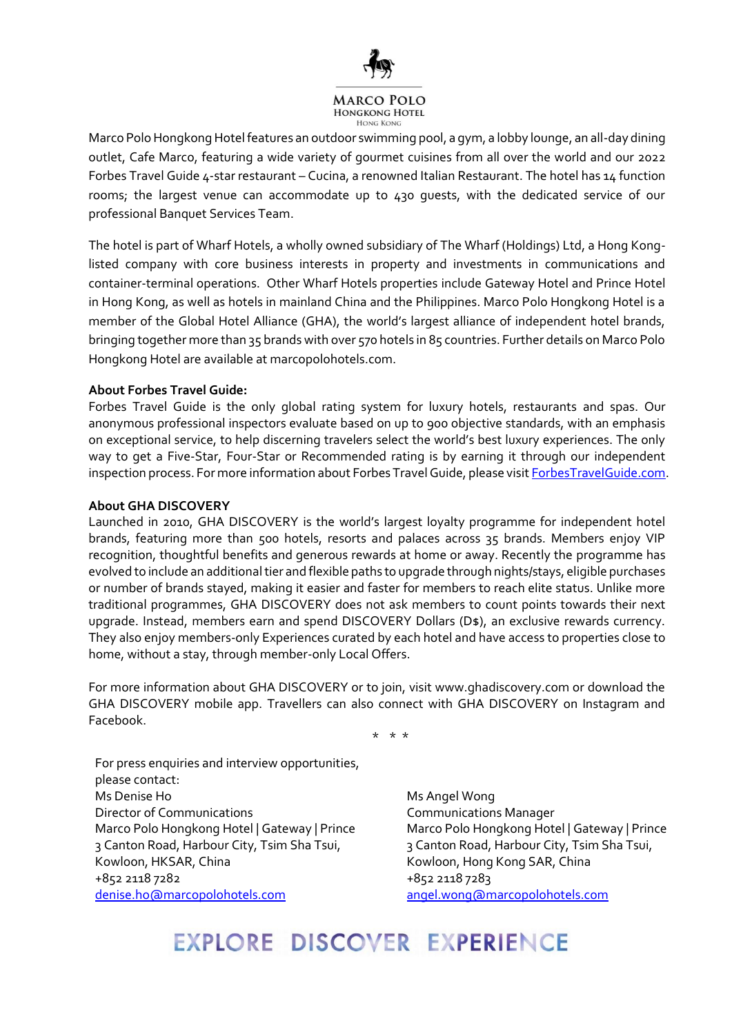Marco Polo Hongkong Hotel features an outdoor swimming pool, a gym, a lobby lounge, an all-day dining outlet, Cafe Marco, featuring a wide variety of gourmet cuisines from all over the world and our 2022 Forbes Travel Guide 4-star restaurant – Cucina, a renowned Italian Restaurant. The hotel has 14 function rooms; the largest venue can accommodate up to 430 guests, with the dedicated service of our professional Banquet Services Team.

The hotel is part of Wharf Hotels, a wholly owned subsidiary of The Wharf (Holdings) Ltd, a Hong Kong-listed company with core business interests in property and investments in communications and container-terminal operations. Other Wharf Hotels properties include Gateway Hotel and Prince Hotel in Hong Kong, as well as hotels in mainland China and the Philippines. Marco Polo Hongkong Hotel is a member of the Global Hotel Alliance (GHA), the world's largest alliance of independent hotel brands, bringing together more than 35 brands with over 570 hotels in 85 countries. Further details on Marco Polo Hongkong Hotel are available at marcopolohotels.com.

**About Forbes Travel Guide:**

Forbes Travel Guide is the only global rating system for luxury hotels, restaurants and spas. Our anonymous professional inspectors evaluate based on up to 900 objective standards, with an emphasis on exceptional service, to help discerning travelers select the world's best luxury experiences. The only way to get a Five-Star, Four-Star or Recommended rating is by earning it through our independent inspection process. For more information about Forbes Travel Guide, please visit ForbesTravelGuide.com.

**About GHA DISCOVERY**

Launched in 2010, GHA DISCOVERY is the world's largest loyalty programme for independent hotel brands, featuring more than 500 hotels, resorts and palaces across 35 brands. Members enjoy VIP recognition, thoughtful benefits and generous rewards at home or away. Recently the programme has evolved to include an additional tier and flexible paths to upgrade through nights/stays, eligible purchases or number of brands stayed, making it easier and faster for members to reach elite status. Unlike more traditional programmes, GHA DISCOVERY does not ask members to count points towards their next upgrade. Instead, members earn and spend DISCOVERY Dollars (D$), an exclusive rewards currency. They also enjoy members-only Experiences curated by each hotel and have access to properties close to home, without a stay, through member-only Local Offers.

For more information about GHA DISCOVERY or to join, visit www.ghadiscovery.com or download the GHA DISCOVERY mobile app. Travellers can also connect with GHA DISCOVERY on Instagram and Facebook.

\* \* \*

For press enquiries and interview opportunities, please contact:

Ms Denise Ho
Director of Communications
Marco Polo Hongkong Hotel | Gateway | Prince
3 Canton Road, Harbour City, Tsim Sha Tsui,
Kowloon, HKSAR, China
+852 2118 7282
denise.ho@marcopolohotels.com

Ms Angel Wong
Communications Manager
Marco Polo Hongkong Hotel | Gateway | Prince
3 Canton Road, Harbour City, Tsim Sha Tsui,
Kowloon, Hong Kong SAR, China
+852 2118 7283
angel.wong@marcopolohotels.com

EXPLORE DISCOVER EXPERIENCE